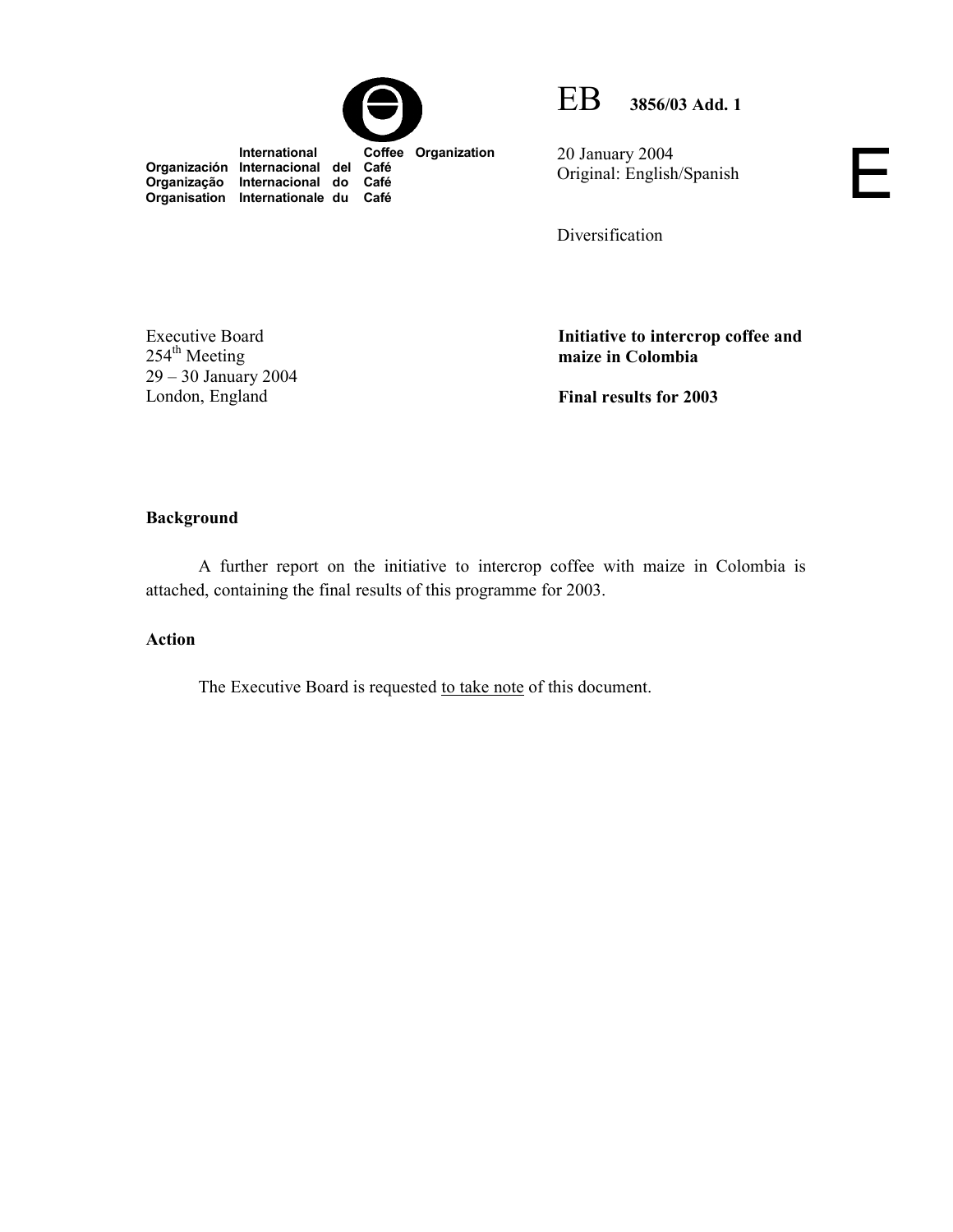International Coffee Organization
Organización Internacional del Café
Organização Internacional do Café
Organisation Internationale du Café

EB 3856/03 Add. 1

20 January 2004
Original: English/Spanish

E

Diversification

Executive Board
254th Meeting
29 – 30 January 2004
London, England

**Initiative to intercrop coffee and maize in Colombia**

**Final results for 2003**

**Background**

A further report on the initiative to intercrop coffee with maize in Colombia is attached, containing the final results of this programme for 2003.

**Action**

The Executive Board is requested to take note of this document.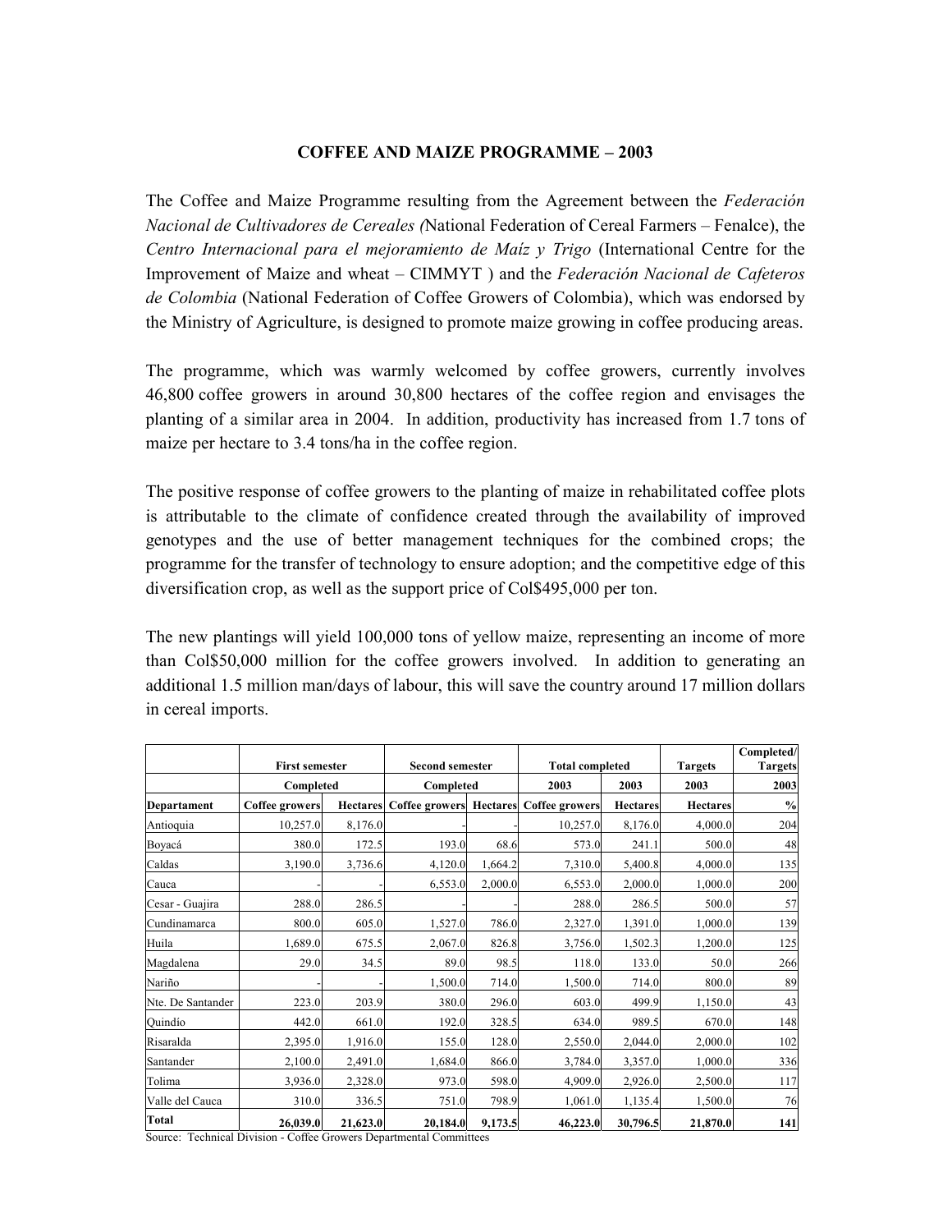**COFFEE AND MAIZE PROGRAMME – 2003**

The Coffee and Maize Programme resulting from the Agreement between the *Federación Nacional de Cultivadores de Cereales (*National Federation of Cereal Farmers – Fenalce), the *Centro Internacional para el mejoramiento de Maíz y Trigo* (International Centre for the Improvement of Maize and wheat – CIMMYT ) and the *Federación Nacional de Cafeteros de Colombia* (National Federation of Coffee Growers of Colombia), which was endorsed by the Ministry of Agriculture, is designed to promote maize growing in coffee producing areas.

The programme, which was warmly welcomed by coffee growers, currently involves 46,800 coffee growers in around 30,800 hectares of the coffee region and envisages the planting of a similar area in 2004. In addition, productivity has increased from 1.7 tons of maize per hectare to 3.4 tons/ha in the coffee region.

The positive response of coffee growers to the planting of maize in rehabilitated coffee plots is attributable to the climate of confidence created through the availability of improved genotypes and the use of better management techniques for the combined crops; the programme for the transfer of technology to ensure adoption; and the competitive edge of this diversification crop, as well as the support price of Col$495,000 per ton.

The new plantings will yield 100,000 tons of yellow maize, representing an income of more than Col$50,000 million for the coffee growers involved. In addition to generating an additional 1.5 million man/days of labour, this will save the country around 17 million dollars in cereal imports.

| | First semester | | Second semester | | Total completed | | Targets | Completed/ Targets |
|---|---|---|---|---|---|---|---|---|
| | Completed | | Completed | | 2003 | 2003 | 2003 | 2003 |
| **Departament** | **Coffee growers** | **Hectares** | **Coffee growers** | **Hectares** | **Coffee growers** | **Hectares** | **Hectares** | **%** |
| Antioquia | 10,257.0 | 8,176.0 | - | - | 10,257.0 | 8,176.0 | 4,000.0 | 204 |
| Boyacá | 380.0 | 172.5 | 193.0 | 68.6 | 573.0 | 241.1 | 500.0 | 48 |
| Caldas | 3,190.0 | 3,736.6 | 4,120.0 | 1,664.2 | 7,310.0 | 5,400.8 | 4,000.0 | 135 |
| Cauca | - | - | 6,553.0 | 2,000.0 | 6,553.0 | 2,000.0 | 1,000.0 | 200 |
| Cesar - Guajira | 288.0 | 286.5 | - | - | 288.0 | 286.5 | 500.0 | 57 |
| Cundinamarca | 800.0 | 605.0 | 1,527.0 | 786.0 | 2,327.0 | 1,391.0 | 1,000.0 | 139 |
| Huila | 1,689.0 | 675.5 | 2,067.0 | 826.8 | 3,756.0 | 1,502.3 | 1,200.0 | 125 |
| Magdalena | 29.0 | 34.5 | 89.0 | 98.5 | 118.0 | 133.0 | 50.0 | 266 |
| Nariño | - | - | 1,500.0 | 714.0 | 1,500.0 | 714.0 | 800.0 | 89 |
| Nte. De Santander | 223.0 | 203.9 | 380.0 | 296.0 | 603.0 | 499.9 | 1,150.0 | 43 |
| Quindío | 442.0 | 661.0 | 192.0 | 328.5 | 634.0 | 989.5 | 670.0 | 148 |
| Risaralda | 2,395.0 | 1,916.0 | 155.0 | 128.0 | 2,550.0 | 2,044.0 | 2,000.0 | 102 |
| Santander | 2,100.0 | 2,491.0 | 1,684.0 | 866.0 | 3,784.0 | 3,357.0 | 1,000.0 | 336 |
| Tolima | 3,936.0 | 2,328.0 | 973.0 | 598.0 | 4,909.0 | 2,926.0 | 2,500.0 | 117 |
| Valle del Cauca | 310.0 | 336.5 | 751.0 | 798.9 | 1,061.0 | 1,135.4 | 1,500.0 | 76 |
| **Total** | **26,039.0** | **21,623.0** | **20,184.0** | **9,173.5** | **46,223.0** | **30,796.5** | **21,870.0** | **141** |

Source: Technical Division - Coffee Growers Departmental Committees